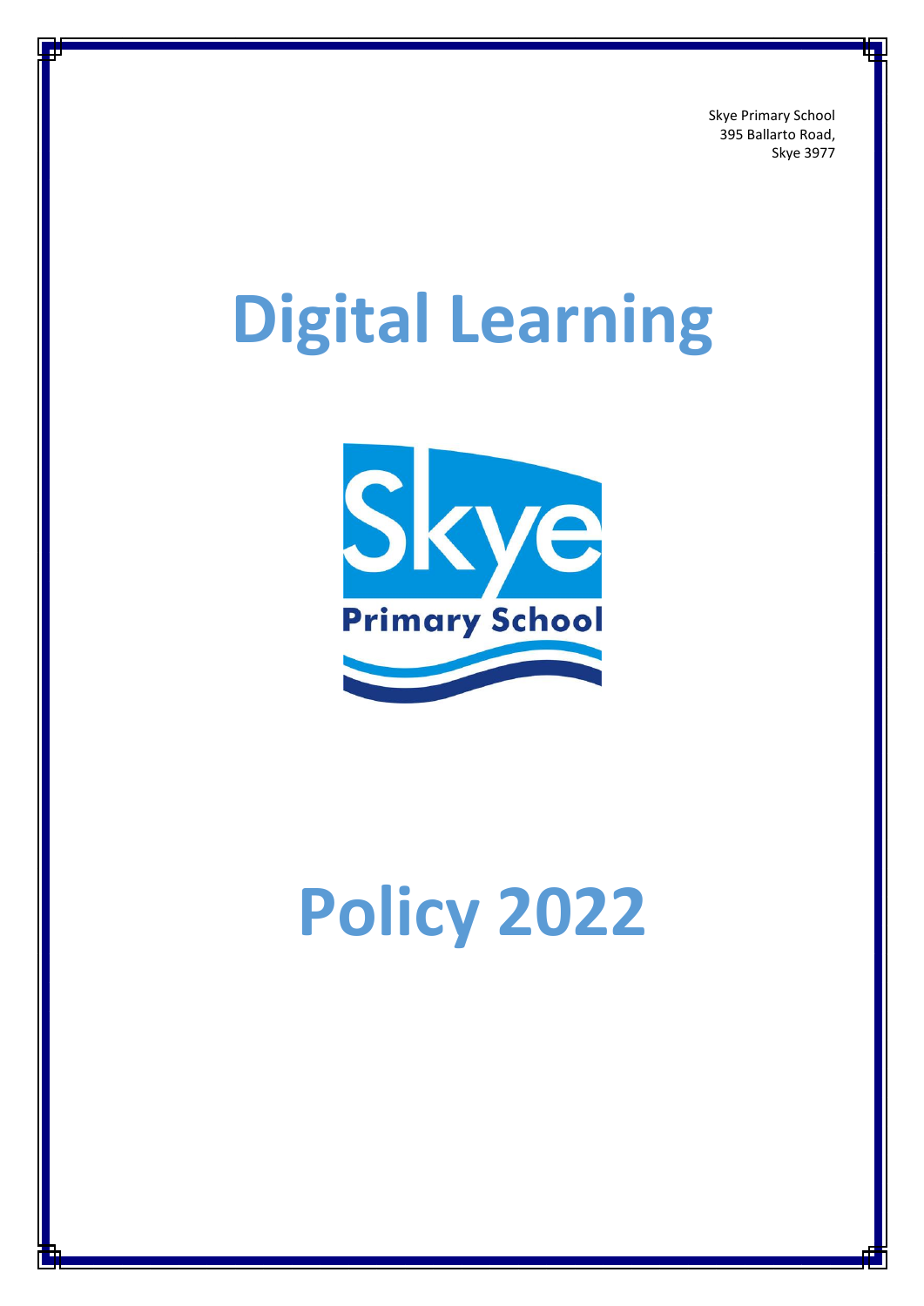Skye Primary School
395 Ballarto Road,
Skye 3977

# Digital Learning

Skye
Primary School

# Policy 2022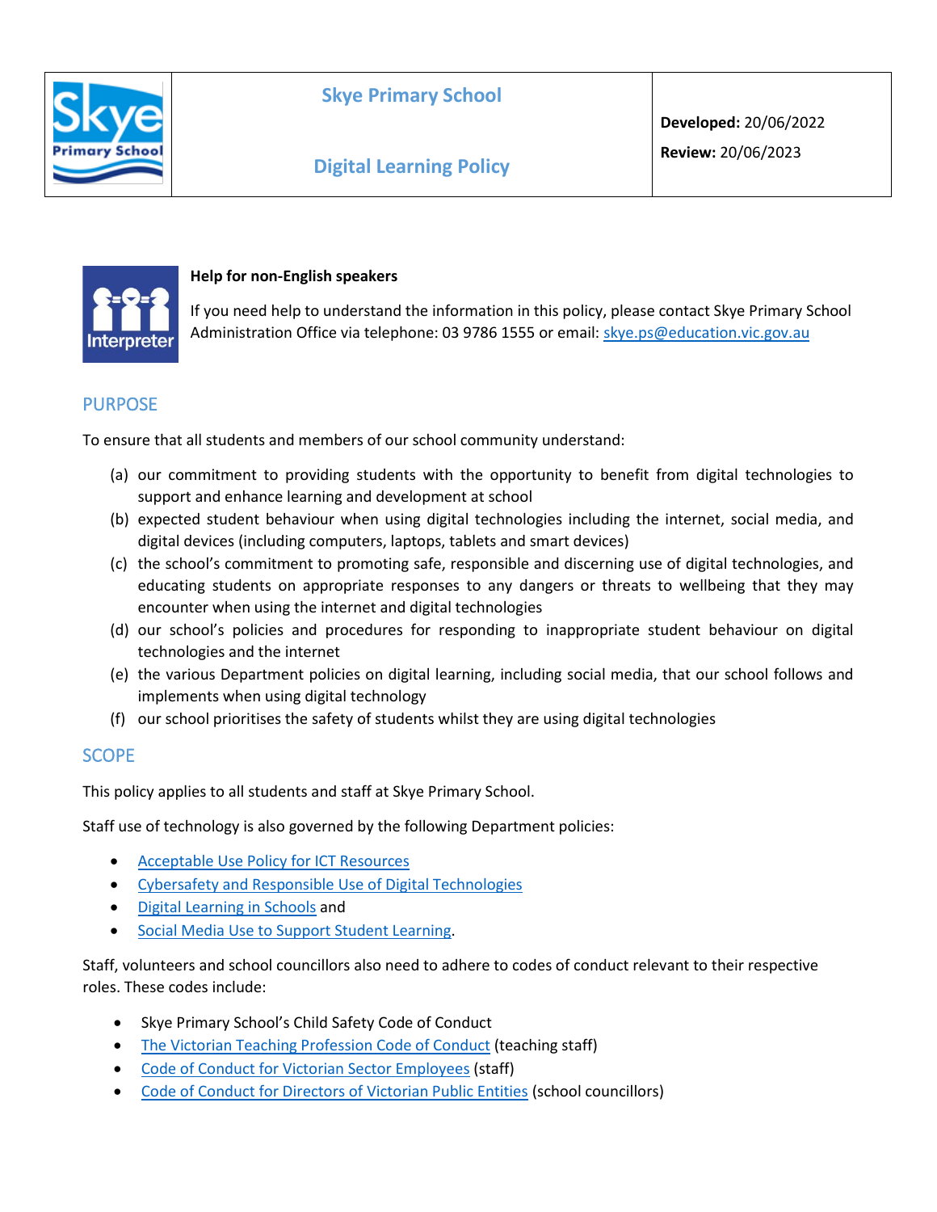| | Skye Primary School<br><br>Digital Learning Policy | **Developed:** 20/06/2022<br>**Review:** 20/06/2023 |
| --- | --- | --- |

**Help for non-English speakers**

If you need help to understand the information in this policy, please contact Skye Primary School Administration Office via telephone: 03 9786 1555 or email: [skye.ps@education.vic.gov.au](mailto:skye.ps@education.vic.gov.au)

## PURPOSE

To ensure that all students and members of our school community understand:

(a) our commitment to providing students with the opportunity to benefit from digital technologies to support and enhance learning and development at school
(b) expected student behaviour when using digital technologies including the internet, social media, and digital devices (including computers, laptops, tablets and smart devices)
(c) the school's commitment to promoting safe, responsible and discerning use of digital technologies, and educating students on appropriate responses to any dangers or threats to wellbeing that they may encounter when using the internet and digital technologies
(d) our school's policies and procedures for responding to inappropriate student behaviour on digital technologies and the internet
(e) the various Department policies on digital learning, including social media, that our school follows and implements when using digital technology
(f) our school prioritises the safety of students whilst they are using digital technologies

## SCOPE

This policy applies to all students and staff at Skye Primary School.

Staff use of technology is also governed by the following Department policies:

- Acceptable Use Policy for ICT Resources
- Cybersafety and Responsible Use of Digital Technologies
- Digital Learning in Schools and
- Social Media Use to Support Student Learning.

Staff, volunteers and school councillors also need to adhere to codes of conduct relevant to their respective roles. These codes include:

- Skye Primary School's Child Safety Code of Conduct
- The Victorian Teaching Profession Code of Conduct (teaching staff)
- Code of Conduct for Victorian Sector Employees (staff)
- Code of Conduct for Directors of Victorian Public Entities (school councillors)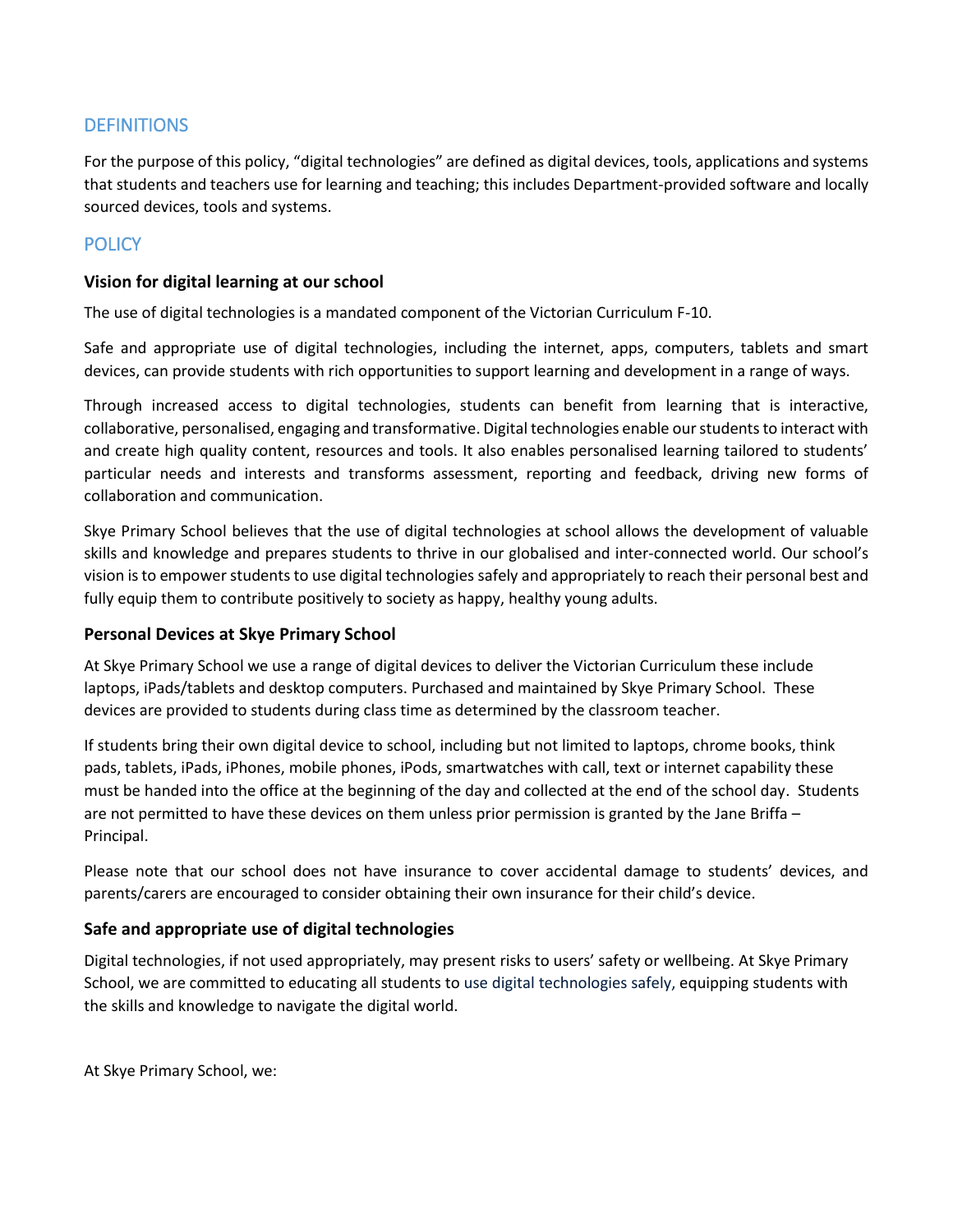## DEFINITIONS

For the purpose of this policy, "digital technologies" are defined as digital devices, tools, applications and systems that students and teachers use for learning and teaching; this includes Department-provided software and locally sourced devices, tools and systems.

## POLICY

### Vision for digital learning at our school

The use of digital technologies is a mandated component of the Victorian Curriculum F-10.

Safe and appropriate use of digital technologies, including the internet, apps, computers, tablets and smart devices, can provide students with rich opportunities to support learning and development in a range of ways.

Through increased access to digital technologies, students can benefit from learning that is interactive, collaborative, personalised, engaging and transformative. Digital technologies enable our students to interact with and create high quality content, resources and tools. It also enables personalised learning tailored to students' particular needs and interests and transforms assessment, reporting and feedback, driving new forms of collaboration and communication.

Skye Primary School believes that the use of digital technologies at school allows the development of valuable skills and knowledge and prepares students to thrive in our globalised and inter-connected world. Our school's vision is to empower students to use digital technologies safely and appropriately to reach their personal best and fully equip them to contribute positively to society as happy, healthy young adults.

### Personal Devices at Skye Primary School

At Skye Primary School we use a range of digital devices to deliver the Victorian Curriculum these include laptops, iPads/tablets and desktop computers. Purchased and maintained by Skye Primary School. These devices are provided to students during class time as determined by the classroom teacher.

If students bring their own digital device to school, including but not limited to laptops, chrome books, think pads, tablets, iPads, iPhones, mobile phones, iPods, smartwatches with call, text or internet capability these must be handed into the office at the beginning of the day and collected at the end of the school day. Students are not permitted to have these devices on them unless prior permission is granted by the Jane Briffa – Principal.

Please note that our school does not have insurance to cover accidental damage to students' devices, and parents/carers are encouraged to consider obtaining their own insurance for their child's device.

### Safe and appropriate use of digital technologies

Digital technologies, if not used appropriately, may present risks to users' safety or wellbeing. At Skye Primary School, we are committed to educating all students to use digital technologies safely, equipping students with the skills and knowledge to navigate the digital world.

At Skye Primary School, we: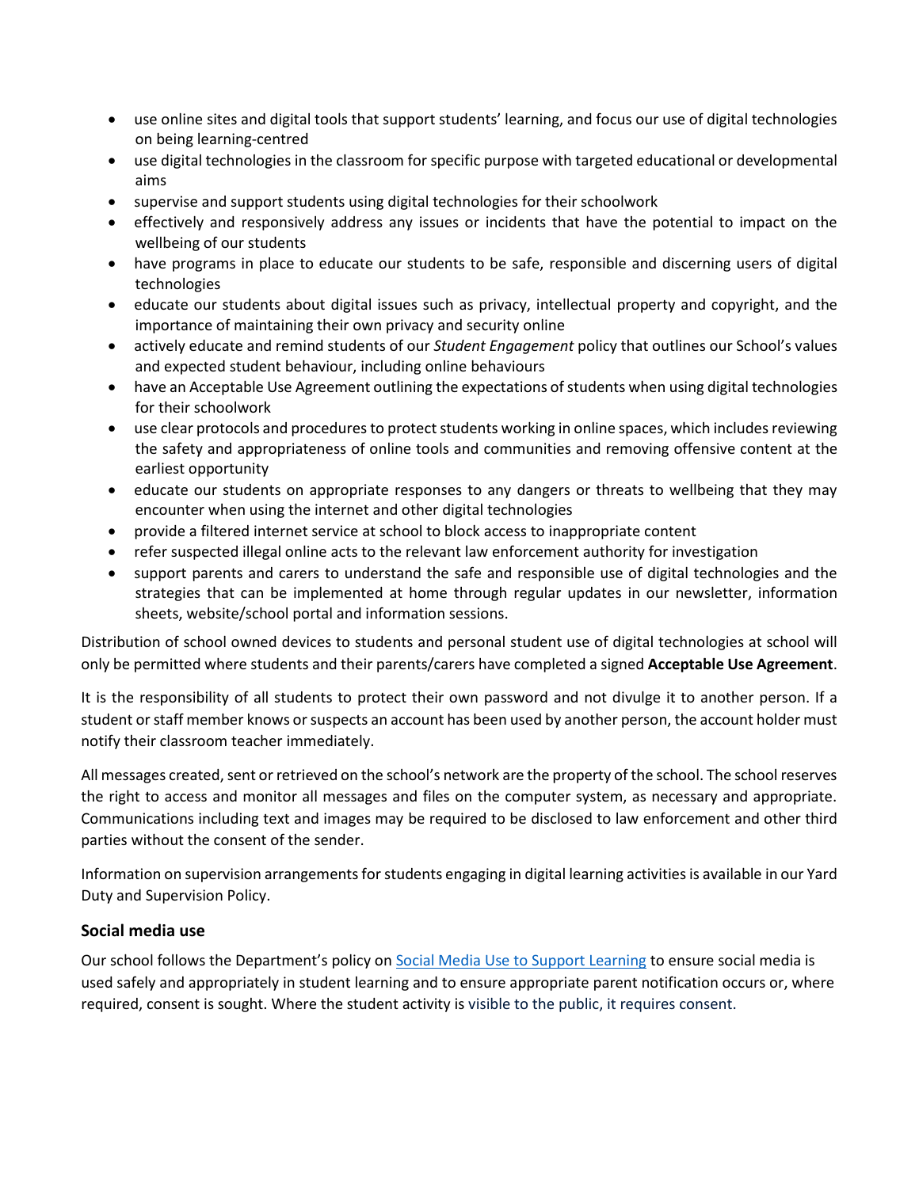- use online sites and digital tools that support students' learning, and focus our use of digital technologies on being learning-centred
- use digital technologies in the classroom for specific purpose with targeted educational or developmental aims
- supervise and support students using digital technologies for their schoolwork
- effectively and responsively address any issues or incidents that have the potential to impact on the wellbeing of our students
- have programs in place to educate our students to be safe, responsible and discerning users of digital technologies
- educate our students about digital issues such as privacy, intellectual property and copyright, and the importance of maintaining their own privacy and security online
- actively educate and remind students of our *Student Engagement* policy that outlines our School's values and expected student behaviour, including online behaviours
- have an Acceptable Use Agreement outlining the expectations of students when using digital technologies for their schoolwork
- use clear protocols and procedures to protect students working in online spaces, which includes reviewing the safety and appropriateness of online tools and communities and removing offensive content at the earliest opportunity
- educate our students on appropriate responses to any dangers or threats to wellbeing that they may encounter when using the internet and other digital technologies
- provide a filtered internet service at school to block access to inappropriate content
- refer suspected illegal online acts to the relevant law enforcement authority for investigation
- support parents and carers to understand the safe and responsible use of digital technologies and the strategies that can be implemented at home through regular updates in our newsletter, information sheets, website/school portal and information sessions.

Distribution of school owned devices to students and personal student use of digital technologies at school will only be permitted where students and their parents/carers have completed a signed **Acceptable Use Agreement**.

It is the responsibility of all students to protect their own password and not divulge it to another person. If a student or staff member knows or suspects an account has been used by another person, the account holder must notify their classroom teacher immediately.

All messages created, sent or retrieved on the school's network are the property of the school. The school reserves the right to access and monitor all messages and files on the computer system, as necessary and appropriate. Communications including text and images may be required to be disclosed to law enforcement and other third parties without the consent of the sender.

Information on supervision arrangements for students engaging in digital learning activities is available in our Yard Duty and Supervision Policy.

### Social media use

Our school follows the Department's policy on [Social Media Use to Support Learning] to ensure social media is used safely and appropriately in student learning and to ensure appropriate parent notification occurs or, where required, consent is sought. Where the student activity is visible to the public, it requires consent.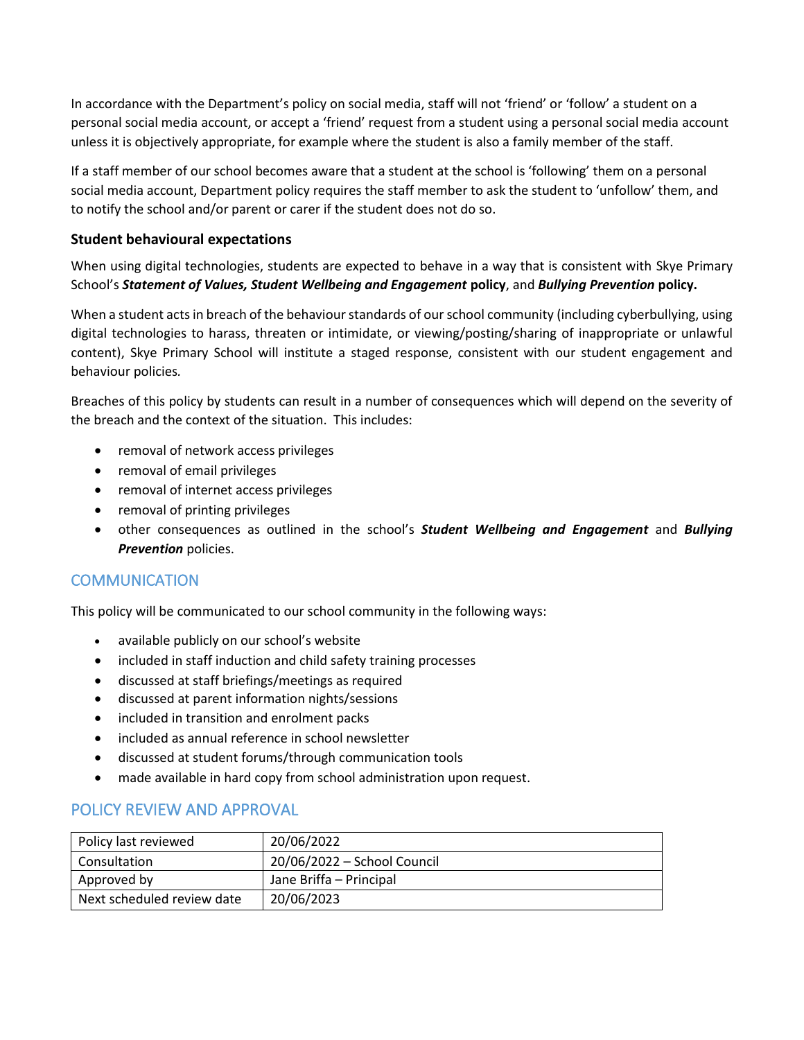In accordance with the Department's policy on social media, staff will not 'friend' or 'follow' a student on a personal social media account, or accept a 'friend' request from a student using a personal social media account unless it is objectively appropriate, for example where the student is also a family member of the staff.

If a staff member of our school becomes aware that a student at the school is 'following' them on a personal social media account, Department policy requires the staff member to ask the student to 'unfollow' them, and to notify the school and/or parent or carer if the student does not do so.

### Student behavioural expectations

When using digital technologies, students are expected to behave in a way that is consistent with Skye Primary School's ***Statement of Values, Student Wellbeing and Engagement*** **policy**, and ***Bullying Prevention*** **policy.**

When a student acts in breach of the behaviour standards of our school community (including cyberbullying, using digital technologies to harass, threaten or intimidate, or viewing/posting/sharing of inappropriate or unlawful content), Skye Primary School will institute a staged response, consistent with our student engagement and behaviour policies*.*

Breaches of this policy by students can result in a number of consequences which will depend on the severity of the breach and the context of the situation. This includes:

- removal of network access privileges
- removal of email privileges
- removal of internet access privileges
- removal of printing privileges
- other consequences as outlined in the school's ***Student Wellbeing and Engagement*** and ***Bullying Prevention*** policies.

## COMMUNICATION

This policy will be communicated to our school community in the following ways:

- available publicly on our school's website
- included in staff induction and child safety training processes
- discussed at staff briefings/meetings as required
- discussed at parent information nights/sessions
- included in transition and enrolment packs
- included as annual reference in school newsletter
- discussed at student forums/through communication tools
- made available in hard copy from school administration upon request.

## POLICY REVIEW AND APPROVAL

| Policy last reviewed | 20/06/2022 |
|---|---|
| Consultation | 20/06/2022 – School Council |
| Approved by | Jane Briffa – Principal |
| Next scheduled review date | 20/06/2023 |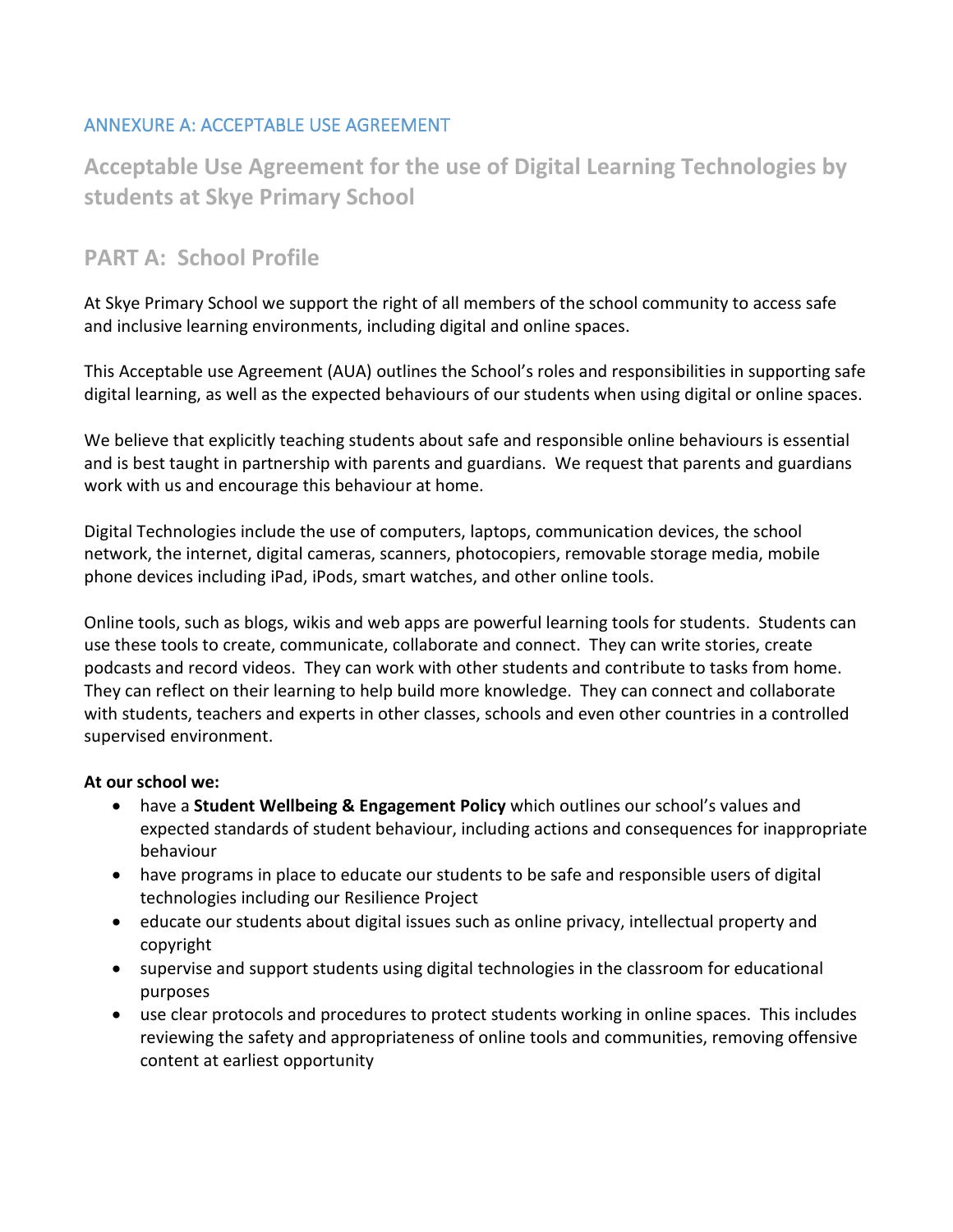## ANNEXURE A: ACCEPTABLE USE AGREEMENT

# Acceptable Use Agreement for the use of Digital Learning Technologies by students at Skye Primary School

## PART A: School Profile

At Skye Primary School we support the right of all members of the school community to access safe and inclusive learning environments, including digital and online spaces.

This Acceptable use Agreement (AUA) outlines the School's roles and responsibilities in supporting safe digital learning, as well as the expected behaviours of our students when using digital or online spaces.

We believe that explicitly teaching students about safe and responsible online behaviours is essential and is best taught in partnership with parents and guardians. We request that parents and guardians work with us and encourage this behaviour at home.

Digital Technologies include the use of computers, laptops, communication devices, the school network, the internet, digital cameras, scanners, photocopiers, removable storage media, mobile phone devices including iPad, iPods, smart watches, and other online tools.

Online tools, such as blogs, wikis and web apps are powerful learning tools for students. Students can use these tools to create, communicate, collaborate and connect. They can write stories, create podcasts and record videos. They can work with other students and contribute to tasks from home. They can reflect on their learning to help build more knowledge. They can connect and collaborate with students, teachers and experts in other classes, schools and even other countries in a controlled supervised environment.

**At our school we:**

- have a **Student Wellbeing & Engagement Policy** which outlines our school's values and expected standards of student behaviour, including actions and consequences for inappropriate behaviour
- have programs in place to educate our students to be safe and responsible users of digital technologies including our Resilience Project
- educate our students about digital issues such as online privacy, intellectual property and copyright
- supervise and support students using digital technologies in the classroom for educational purposes
- use clear protocols and procedures to protect students working in online spaces. This includes reviewing the safety and appropriateness of online tools and communities, removing offensive content at earliest opportunity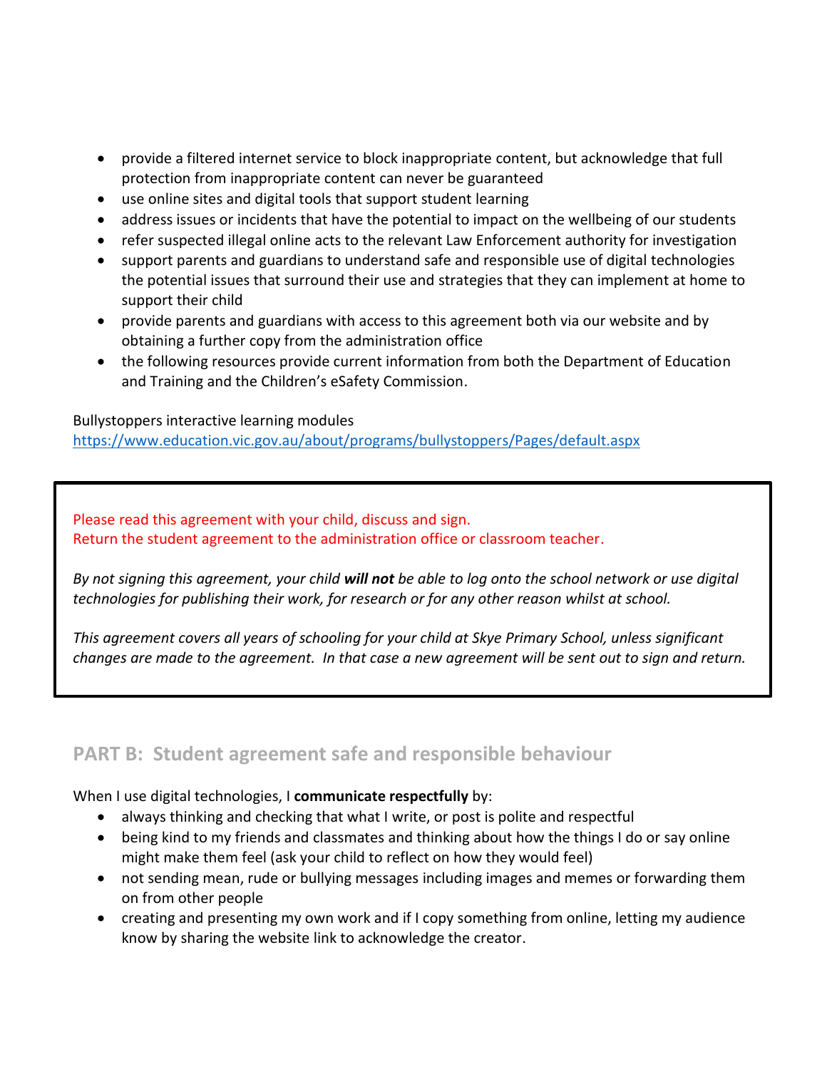- provide a filtered internet service to block inappropriate content, but acknowledge that full protection from inappropriate content can never be guaranteed
- use online sites and digital tools that support student learning
- address issues or incidents that have the potential to impact on the wellbeing of our students
- refer suspected illegal online acts to the relevant Law Enforcement authority for investigation
- support parents and guardians to understand safe and responsible use of digital technologies the potential issues that surround their use and strategies that they can implement at home to support their child
- provide parents and guardians with access to this agreement both via our website and by obtaining a further copy from the administration office
- the following resources provide current information from both the Department of Education and Training and the Children's eSafety Commission.

Bullystoppers interactive learning modules
https://www.education.vic.gov.au/about/programs/bullystoppers/Pages/default.aspx

Please read this agreement with your child, discuss and sign.
Return the student agreement to the administration office or classroom teacher.

*By not signing this agreement, your child **will not** be able to log onto the school network or use digital technologies for publishing their work, for research or for any other reason whilst at school.*

*This agreement covers all years of schooling for your child at Skye Primary School, unless significant changes are made to the agreement. In that case a new agreement will be sent out to sign and return.*

## PART B: Student agreement safe and responsible behaviour

When I use digital technologies, I **communicate respectfully** by:

- always thinking and checking that what I write, or post is polite and respectful
- being kind to my friends and classmates and thinking about how the things I do or say online might make them feel (ask your child to reflect on how they would feel)
- not sending mean, rude or bullying messages including images and memes or forwarding them on from other people
- creating and presenting my own work and if I copy something from online, letting my audience know by sharing the website link to acknowledge the creator.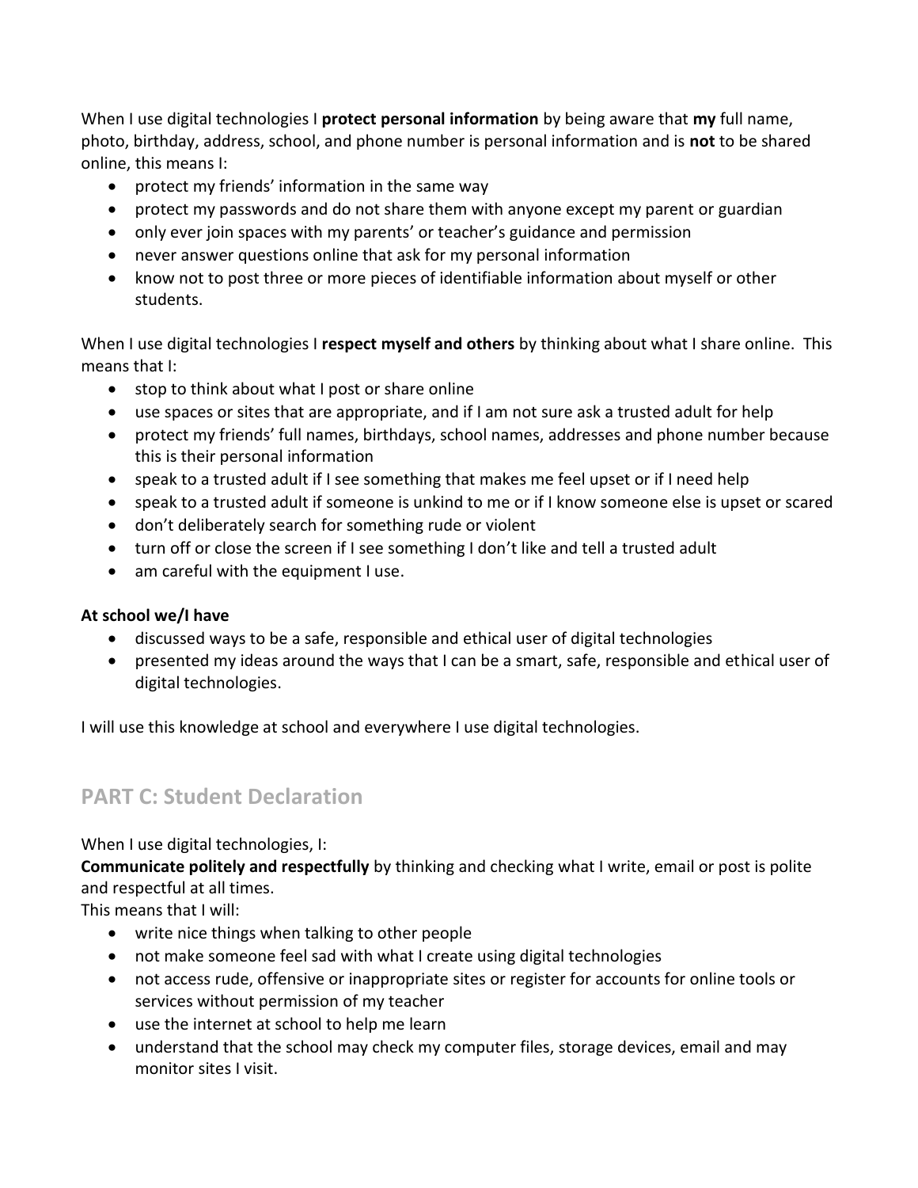When I use digital technologies I **protect personal information** by being aware that **my** full name, photo, birthday, address, school, and phone number is personal information and is **not** to be shared online, this means I:

- protect my friends' information in the same way
- protect my passwords and do not share them with anyone except my parent or guardian
- only ever join spaces with my parents' or teacher's guidance and permission
- never answer questions online that ask for my personal information
- know not to post three or more pieces of identifiable information about myself or other students.

When I use digital technologies I **respect myself and others** by thinking about what I share online. This means that I:

- stop to think about what I post or share online
- use spaces or sites that are appropriate, and if I am not sure ask a trusted adult for help
- protect my friends' full names, birthdays, school names, addresses and phone number because this is their personal information
- speak to a trusted adult if I see something that makes me feel upset or if I need help
- speak to a trusted adult if someone is unkind to me or if I know someone else is upset or scared
- don't deliberately search for something rude or violent
- turn off or close the screen if I see something I don't like and tell a trusted adult
- am careful with the equipment I use.

**At school we/I have**

- discussed ways to be a safe, responsible and ethical user of digital technologies
- presented my ideas around the ways that I can be a smart, safe, responsible and ethical user of digital technologies.

I will use this knowledge at school and everywhere I use digital technologies.

## PART C: Student Declaration

When I use digital technologies, I:

**Communicate politely and respectfully** by thinking and checking what I write, email or post is polite and respectful at all times.

This means that I will:

- write nice things when talking to other people
- not make someone feel sad with what I create using digital technologies
- not access rude, offensive or inappropriate sites or register for accounts for online tools or services without permission of my teacher
- use the internet at school to help me learn
- understand that the school may check my computer files, storage devices, email and may monitor sites I visit.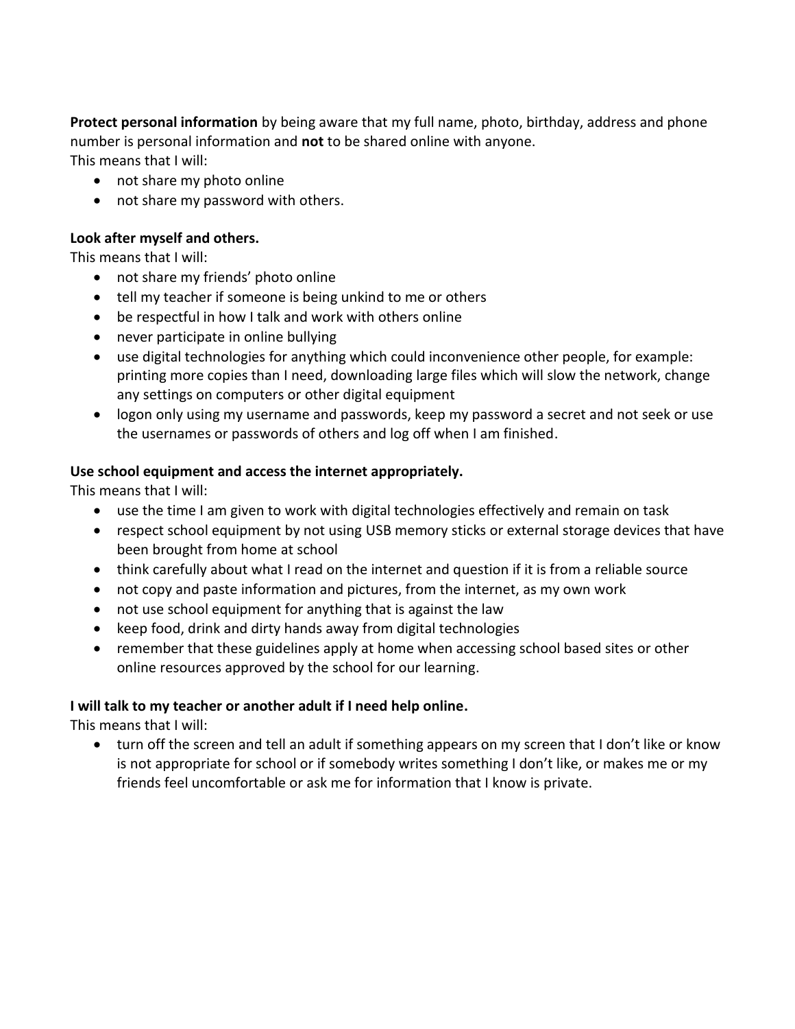**Protect personal information** by being aware that my full name, photo, birthday, address and phone number is personal information and **not** to be shared online with anyone.
This means that I will:

- not share my photo online
- not share my password with others.

**Look after myself and others.**
This means that I will:

- not share my friends' photo online
- tell my teacher if someone is being unkind to me or others
- be respectful in how I talk and work with others online
- never participate in online bullying
- use digital technologies for anything which could inconvenience other people, for example: printing more copies than I need, downloading large files which will slow the network, change any settings on computers or other digital equipment
- logon only using my username and passwords, keep my password a secret and not seek or use the usernames or passwords of others and log off when I am finished.

**Use school equipment and access the internet appropriately.**
This means that I will:

- use the time I am given to work with digital technologies effectively and remain on task
- respect school equipment by not using USB memory sticks or external storage devices that have been brought from home at school
- think carefully about what I read on the internet and question if it is from a reliable source
- not copy and paste information and pictures, from the internet, as my own work
- not use school equipment for anything that is against the law
- keep food, drink and dirty hands away from digital technologies
- remember that these guidelines apply at home when accessing school based sites or other online resources approved by the school for our learning.

**I will talk to my teacher or another adult if I need help online.**
This means that I will:

- turn off the screen and tell an adult if something appears on my screen that I don't like or know is not appropriate for school or if somebody writes something I don't like, or makes me or my friends feel uncomfortable or ask me for information that I know is private.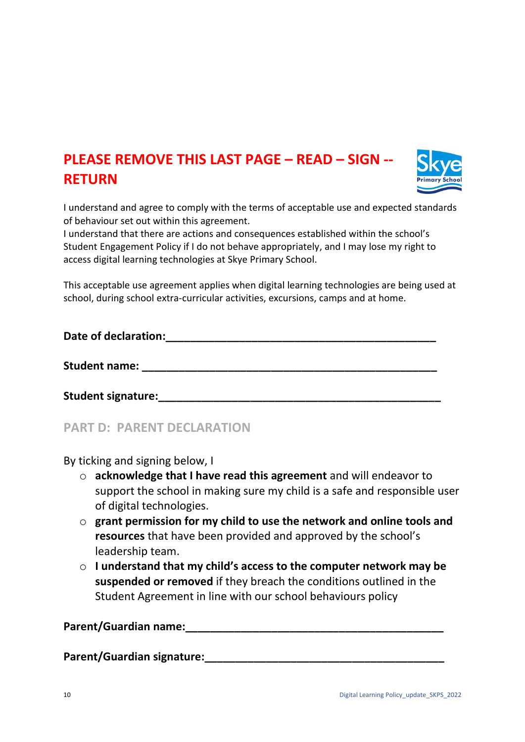# PLEASE REMOVE THIS LAST PAGE – READ – SIGN -- RETURN

I understand and agree to comply with the terms of acceptable use and expected standards of behaviour set out within this agreement.
I understand that there are actions and consequences established within the school's Student Engagement Policy if I do not behave appropriately, and I may lose my right to access digital learning technologies at Skye Primary School.

This acceptable use agreement applies when digital learning technologies are being used at school, during school extra-curricular activities, excursions, camps and at home.

**Date of declaration:**_______________________________________________

**Student name:** _______________________________________________

**Student signature:**_______________________________________________

## PART D: PARENT DECLARATION

By ticking and signing below, I

- **acknowledge that I have read this agreement** and will endeavor to support the school in making sure my child is a safe and responsible user of digital technologies.
- **grant permission for my child to use the network and online tools and resources** that have been provided and approved by the school's leadership team.
- **I understand that my child's access to the computer network may be suspended or removed** if they breach the conditions outlined in the Student Agreement in line with our school behaviours policy

**Parent/Guardian name:**_______________________________________________

**Parent/Guardian signature:**_______________________________________________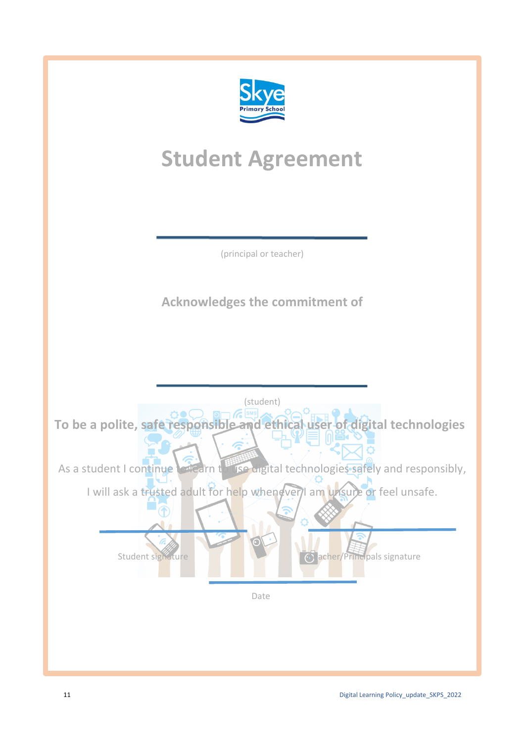# Student Agreement

______________________________

(principal or teacher)

## Acknowledges the commitment of

______________________________

(student)

### To be a polite, safe responsible and ethical user of digital technologies

As a student I continue to learn to use digital technologies safely and responsibly, I will ask a trusted adult for help whenever I am unsure or feel unsafe.

______________________________ Student signature

______________________________ Teacher/Principals signature

______________________________ Date